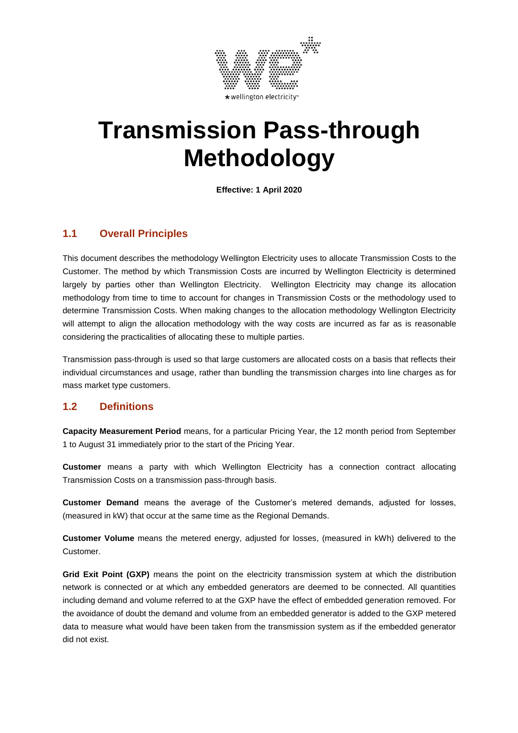# Transmission Pass-through Methodology

**Effective: 1 April 2020**

## 1.1 Overall Principles

This document describes the methodology Wellington Electricity uses to allocate Transmission Costs to the Customer. The method by which Transmission Costs are incurred by Wellington Electricity is determined largely by parties other than Wellington Electricity. Wellington Electricity may change its allocation methodology from time to time to account for changes in Transmission Costs or the methodology used to determine Transmission Costs. When making changes to the allocation methodology Wellington Electricity will attempt to align the allocation methodology with the way costs are incurred as far as is reasonable considering the practicalities of allocating these to multiple parties.

Transmission pass-through is used so that large customers are allocated costs on a basis that reflects their individual circumstances and usage, rather than bundling the transmission charges into line charges as for mass market type customers.

## 1.2 Definitions

**Capacity Measurement Period** means, for a particular Pricing Year, the 12 month period from September 1 to August 31 immediately prior to the start of the Pricing Year.

**Customer** means a party with which Wellington Electricity has a connection contract allocating Transmission Costs on a transmission pass-through basis.

**Customer Demand** means the average of the Customer's metered demands, adjusted for losses, (measured in kW) that occur at the same time as the Regional Demands.

**Customer Volume** means the metered energy, adjusted for losses, (measured in kWh) delivered to the Customer.

**Grid Exit Point (GXP)** means the point on the electricity transmission system at which the distribution network is connected or at which any embedded generators are deemed to be connected. All quantities including demand and volume referred to at the GXP have the effect of embedded generation removed. For the avoidance of doubt the demand and volume from an embedded generator is added to the GXP metered data to measure what would have been taken from the transmission system as if the embedded generator did not exist.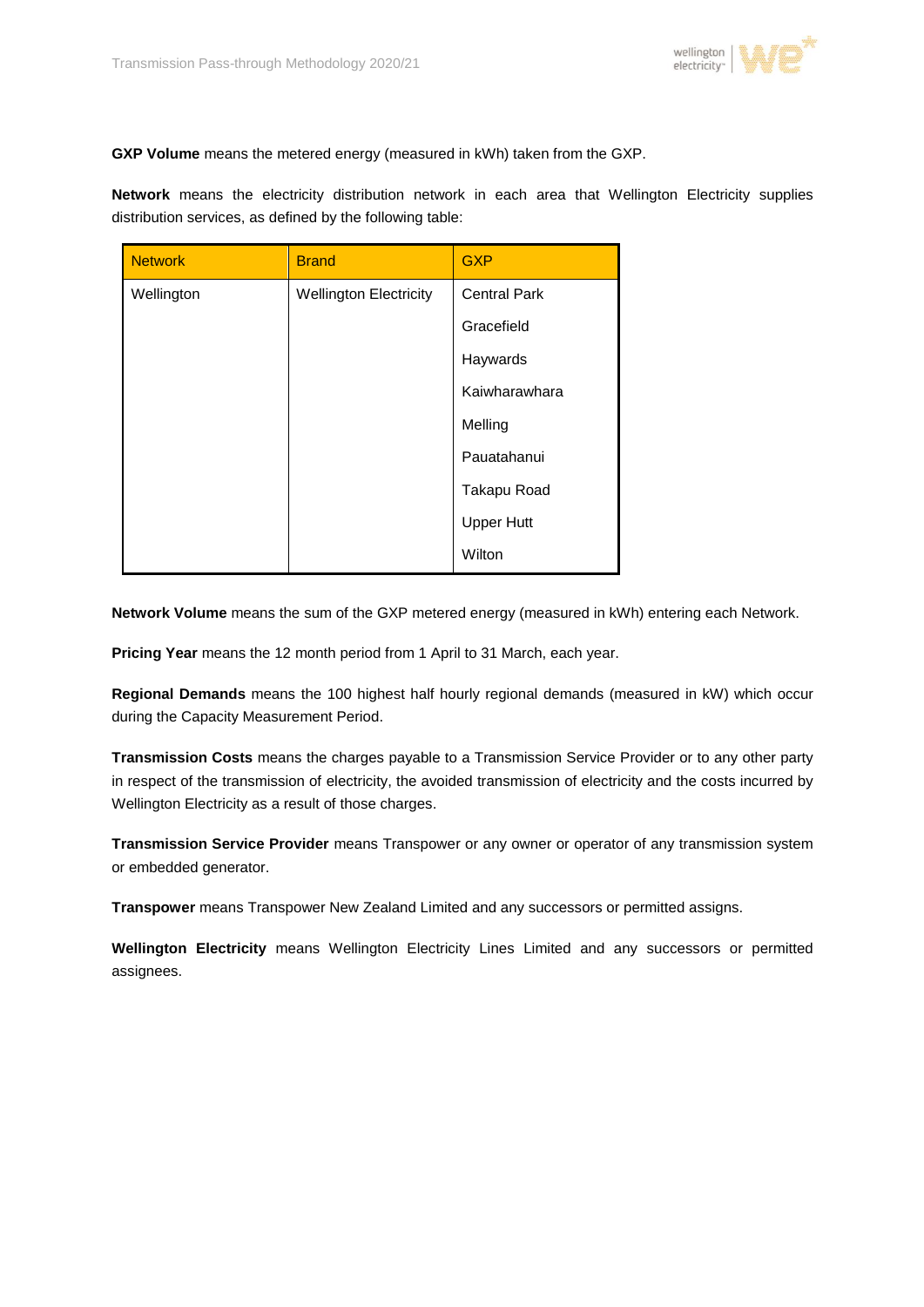**GXP Volume** means the metered energy (measured in kWh) taken from the GXP.

**Network** means the electricity distribution network in each area that Wellington Electricity supplies distribution services, as defined by the following table:

| Network | Brand | GXP |
|---|---|---|
| Wellington | Wellington Electricity | Central Park |
| | | Gracefield |
| | | Haywards |
| | | Kaiwharawhara |
| | | Melling |
| | | Pauatahanui |
| | | Takapu Road |
| | | Upper Hutt |
| | | Wilton |

**Network Volume** means the sum of the GXP metered energy (measured in kWh) entering each Network.

**Pricing Year** means the 12 month period from 1 April to 31 March, each year.

**Regional Demands** means the 100 highest half hourly regional demands (measured in kW) which occur during the Capacity Measurement Period.

**Transmission Costs** means the charges payable to a Transmission Service Provider or to any other party in respect of the transmission of electricity, the avoided transmission of electricity and the costs incurred by Wellington Electricity as a result of those charges.

**Transmission Service Provider** means Transpower or any owner or operator of any transmission system or embedded generator.

**Transpower** means Transpower New Zealand Limited and any successors or permitted assigns.

**Wellington Electricity** means Wellington Electricity Lines Limited and any successors or permitted assignees.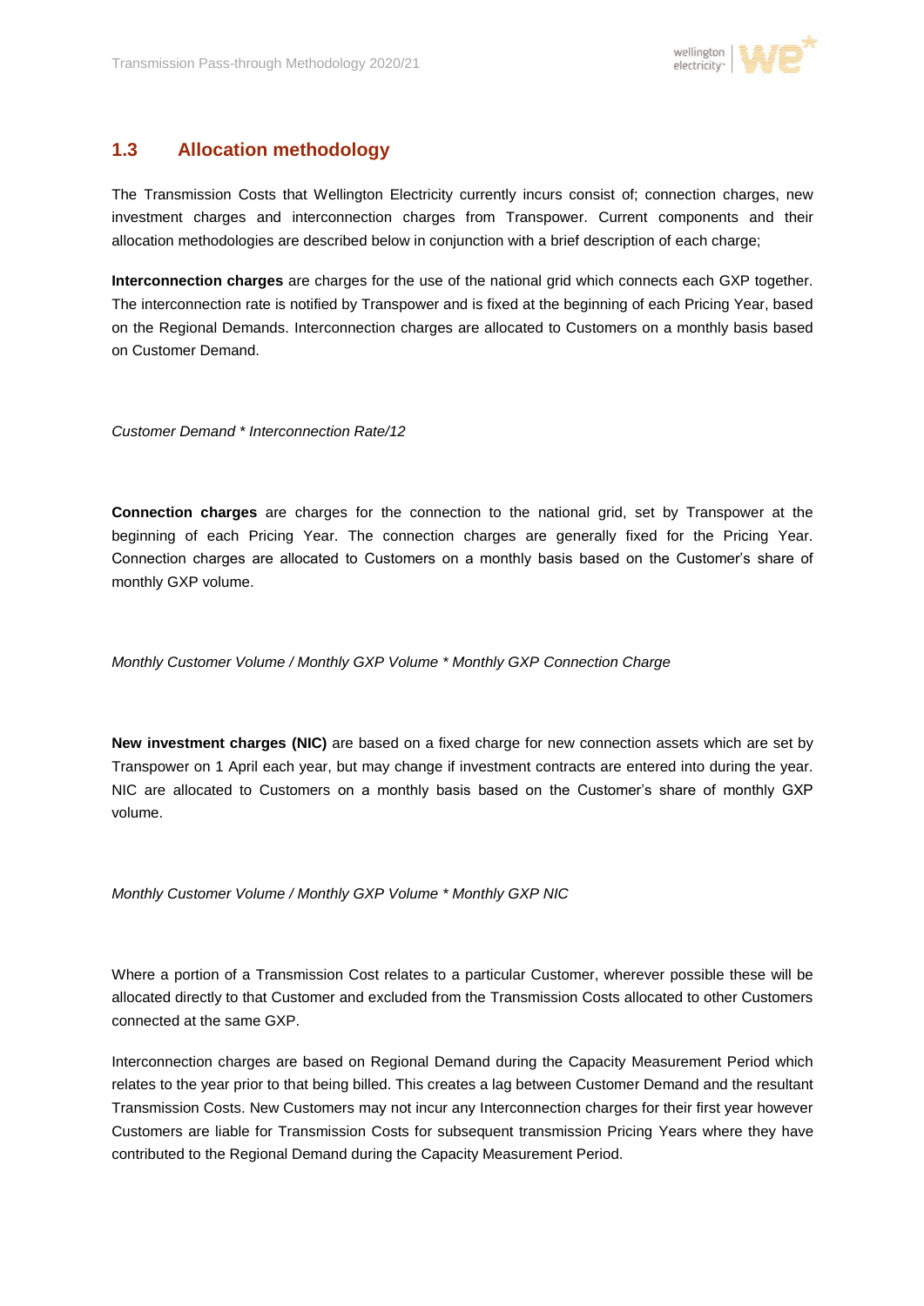## 1.3 Allocation methodology

The Transmission Costs that Wellington Electricity currently incurs consist of; connection charges, new investment charges and interconnection charges from Transpower. Current components and their allocation methodologies are described below in conjunction with a brief description of each charge;

**Interconnection charges** are charges for the use of the national grid which connects each GXP together. The interconnection rate is notified by Transpower and is fixed at the beginning of each Pricing Year, based on the Regional Demands. Interconnection charges are allocated to Customers on a monthly basis based on Customer Demand.

*Customer Demand * Interconnection Rate/12*

**Connection charges** are charges for the connection to the national grid, set by Transpower at the beginning of each Pricing Year. The connection charges are generally fixed for the Pricing Year. Connection charges are allocated to Customers on a monthly basis based on the Customer's share of monthly GXP volume.

*Monthly Customer Volume / Monthly GXP Volume * Monthly GXP Connection Charge*

**New investment charges (NIC)** are based on a fixed charge for new connection assets which are set by Transpower on 1 April each year, but may change if investment contracts are entered into during the year. NIC are allocated to Customers on a monthly basis based on the Customer's share of monthly GXP volume.

*Monthly Customer Volume / Monthly GXP Volume * Monthly GXP NIC*

Where a portion of a Transmission Cost relates to a particular Customer, wherever possible these will be allocated directly to that Customer and excluded from the Transmission Costs allocated to other Customers connected at the same GXP.

Interconnection charges are based on Regional Demand during the Capacity Measurement Period which relates to the year prior to that being billed. This creates a lag between Customer Demand and the resultant Transmission Costs. New Customers may not incur any Interconnection charges for their first year however Customers are liable for Transmission Costs for subsequent transmission Pricing Years where they have contributed to the Regional Demand during the Capacity Measurement Period.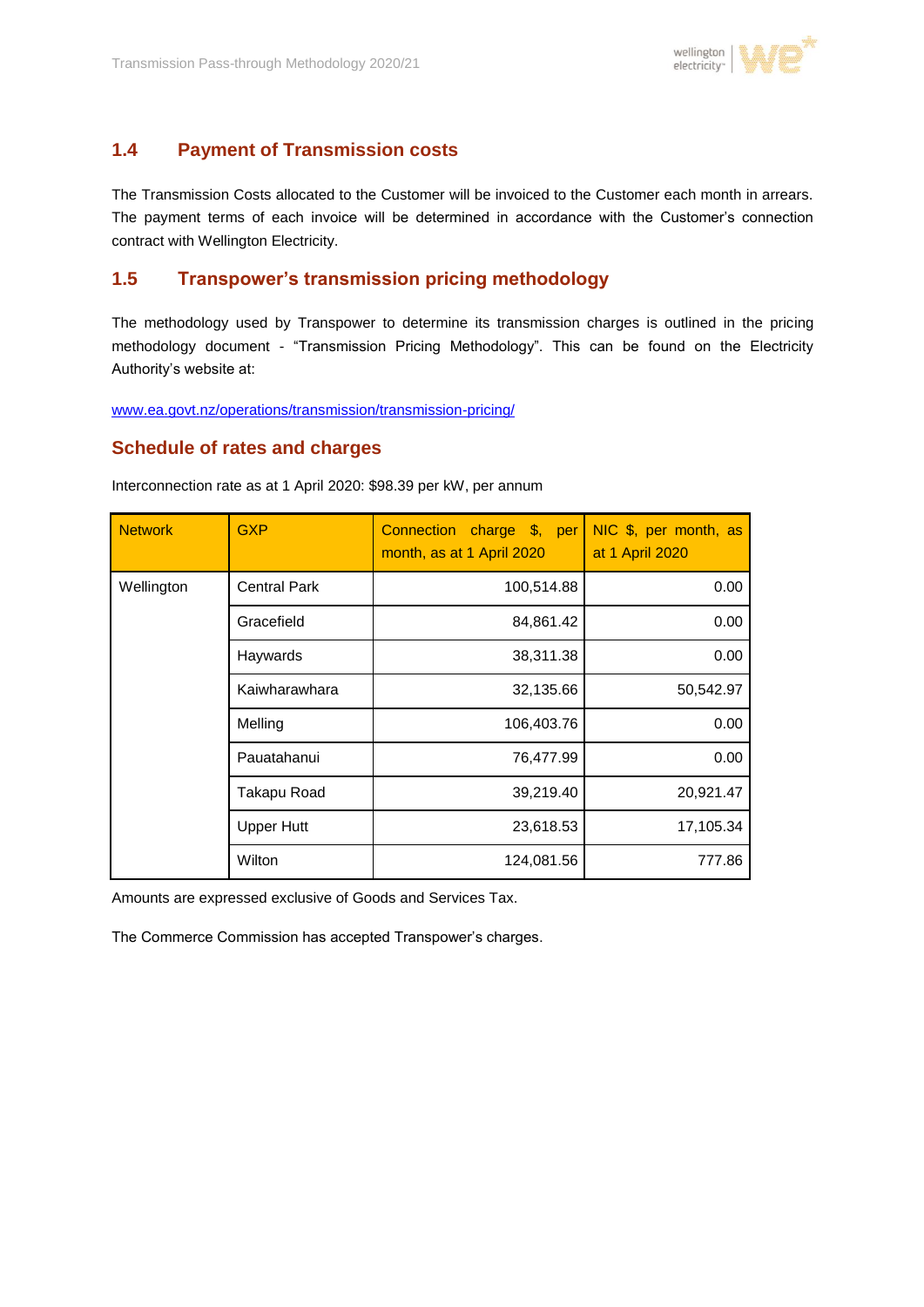## 1.4 Payment of Transmission costs

The Transmission Costs allocated to the Customer will be invoiced to the Customer each month in arrears. The payment terms of each invoice will be determined in accordance with the Customer's connection contract with Wellington Electricity.

## 1.5 Transpower's transmission pricing methodology

The methodology used by Transpower to determine its transmission charges is outlined in the pricing methodology document - "Transmission Pricing Methodology". This can be found on the Electricity Authority's website at:

www.ea.govt.nz/operations/transmission/transmission-pricing/

## Schedule of rates and charges

Interconnection rate as at 1 April 2020: $98.39 per kW, per annum

| Network | GXP | Connection charge $, per month, as at 1 April 2020 | NIC $, per month, as at 1 April 2020 |
|---|---|---|---|
| Wellington | Central Park | 100,514.88 | 0.00 |
| | Gracefield | 84,861.42 | 0.00 |
| | Haywards | 38,311.38 | 0.00 |
| | Kaiwharawhara | 32,135.66 | 50,542.97 |
| | Melling | 106,403.76 | 0.00 |
| | Pauatahanui | 76,477.99 | 0.00 |
| | Takapu Road | 39,219.40 | 20,921.47 |
| | Upper Hutt | 23,618.53 | 17,105.34 |
| | Wilton | 124,081.56 | 777.86 |

Amounts are expressed exclusive of Goods and Services Tax.

The Commerce Commission has accepted Transpower's charges.